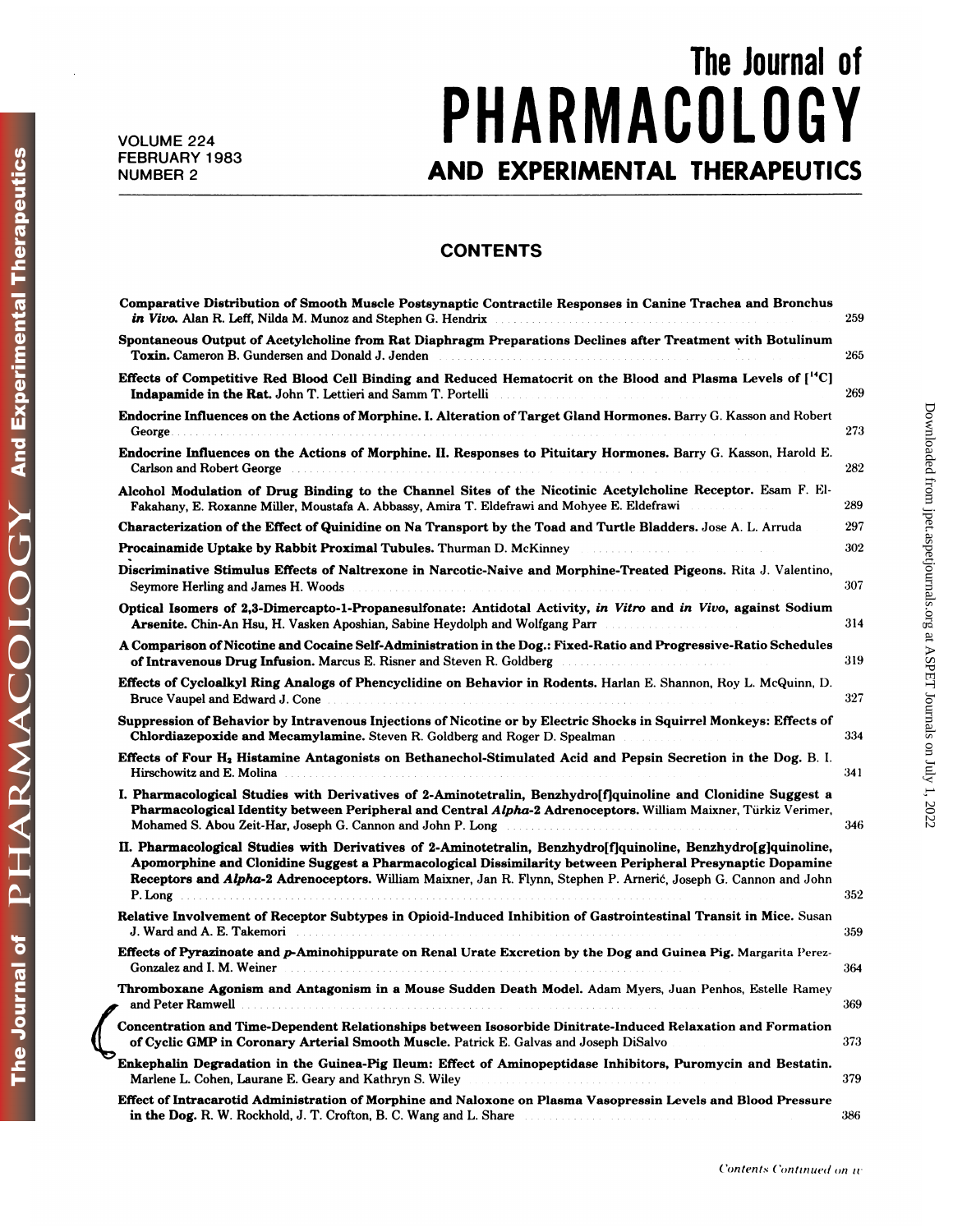# The Journal of PHARMACOLOGY AND EXPERIMENTAL THERAPEUTICS

VOLUME 224
FEBRUARY 1983
NUMBER 2

## CONTENTS

**Comparative Distribution of Smooth Muscle Postsynaptic Contractile Responses in Canine Trachea and Bronchus *in Vivo*.** Alan R. Leff, Nilda M. Munoz and Stephen G. Hendrix ... 259

**Spontaneous Output of Acetylcholine from Rat Diaphragm Preparations Declines after Treatment with Botulinum Toxin.** Cameron B. Gundersen and Donald J. Jenden ... 265

**Effects of Competitive Red Blood Cell Binding and Reduced Hematocrit on the Blood and Plasma Levels of [$^{14}$C] Indapamide in the Rat.** John T. Lettieri and Samm T. Portelli ... 269

**Endocrine Influences on the Actions of Morphine. I. Alteration of Target Gland Hormones.** Barry G. Kasson and Robert George ... 273

**Endocrine Influences on the Actions of Morphine. II. Responses to Pituitary Hormones.** Barry G. Kasson, Harold E. Carlson and Robert George ... 282

**Alcohol Modulation of Drug Binding to the Channel Sites of the Nicotinic Acetylcholine Receptor.** Esam F. El-Fakahany, E. Roxanne Miller, Moustafa A. Abbassy, Amira T. Eldefrawi and Mohyee E. Eldefrawi ... 289

**Characterization of the Effect of Quinidine on Na Transport by the Toad and Turtle Bladders.** Jose A. L. Arruda ... 297

**Procainamide Uptake by Rabbit Proximal Tubules.** Thurman D. McKinney ... 302

**Discriminative Stimulus Effects of Naltrexone in Narcotic-Naive and Morphine-Treated Pigeons.** Rita J. Valentino, Seymore Herling and James H. Woods ... 307

**Optical Isomers of 2,3-Dimercapto-1-Propanesulfonate: Antidotal Activity, *in Vitro* and *in Vivo*, against Sodium Arsenite.** Chin-An Hsu, H. Vasken Aposhian, Sabine Heydolph and Wolfgang Parr ... 314

**A Comparison of Nicotine and Cocaine Self-Administration in the Dog.: Fixed-Ratio and Progressive-Ratio Schedules of Intravenous Drug Infusion.** Marcus E. Risner and Steven R. Goldberg ... 319

**Effects of Cycloalkyl Ring Analogs of Phencyclidine on Behavior in Rodents.** Harlan E. Shannon, Roy L. McQuinn, D. Bruce Vaupel and Edward J. Cone ... 327

**Suppression of Behavior by Intravenous Injections of Nicotine or by Electric Shocks in Squirrel Monkeys: Effects of Chlordiazepoxide and Mecamylamine.** Steven R. Goldberg and Roger D. Spealman ... 334

**Effects of Four $H_2$ Histamine Antagonists on Bethanechol-Stimulated Acid and Pepsin Secretion in the Dog.** B. I. Hirschowitz and E. Molina ... 341

**I. Pharmacological Studies with Derivatives of 2-Aminotetralin, Benzhydro[f]quinoline and Clonidine Suggest a Pharmacological Identity between Peripheral and Central *Alpha*-2 Adrenoceptors.** William Maixner, Türkiz Verimer, Mohamed S. Abou Zeit-Har, Joseph G. Cannon and John P. Long ... 346

**II. Pharmacological Studies with Derivatives of 2-Aminotetralin, Benzhydro[f]quinoline, Benzhydro[g]quinoline, Apomorphine and Clonidine Suggest a Pharmacological Dissimilarity between Peripheral Presynaptic Dopamine Receptors and *Alpha*-2 Adrenoceptors.** William Maixner, Jan R. Flynn, Stephen P. Arnerić, Joseph G. Cannon and John P. Long ... 352

**Relative Involvement of Receptor Subtypes in Opioid-Induced Inhibition of Gastrointestinal Transit in Mice.** Susan J. Ward and A. E. Takemori ... 359

**Effects of Pyrazinoate and *p*-Aminohippurate on Renal Urate Excretion by the Dog and Guinea Pig.** Margarita Perez-Gonzalez and I. M. Weiner ... 364

**Thromboxane Agonism and Antagonism in a Mouse Sudden Death Model.** Adam Myers, Juan Penhos, Estelle Ramey and Peter Ramwell ... 369

**Concentration and Time-Dependent Relationships between Isosorbide Dinitrate-Induced Relaxation and Formation of Cyclic GMP in Coronary Arterial Smooth Muscle.** Patrick E. Galvas and Joseph DiSalvo ... 373

**Enkephalin Degradation in the Guinea-Pig Ileum: Effect of Aminopeptidase Inhibitors, Puromycin and Bestatin.** Marlene L. Cohen, Laurane E. Geary and Kathryn S. Wiley ... 379

**Effect of Intracarotid Administration of Morphine and Naloxone on Plasma Vasopressin Levels and Blood Pressure in the Dog.** R. W. Rockhold, J. T. Crofton, B. C. Wang and L. Share ... 386

*Contents Continued on iv*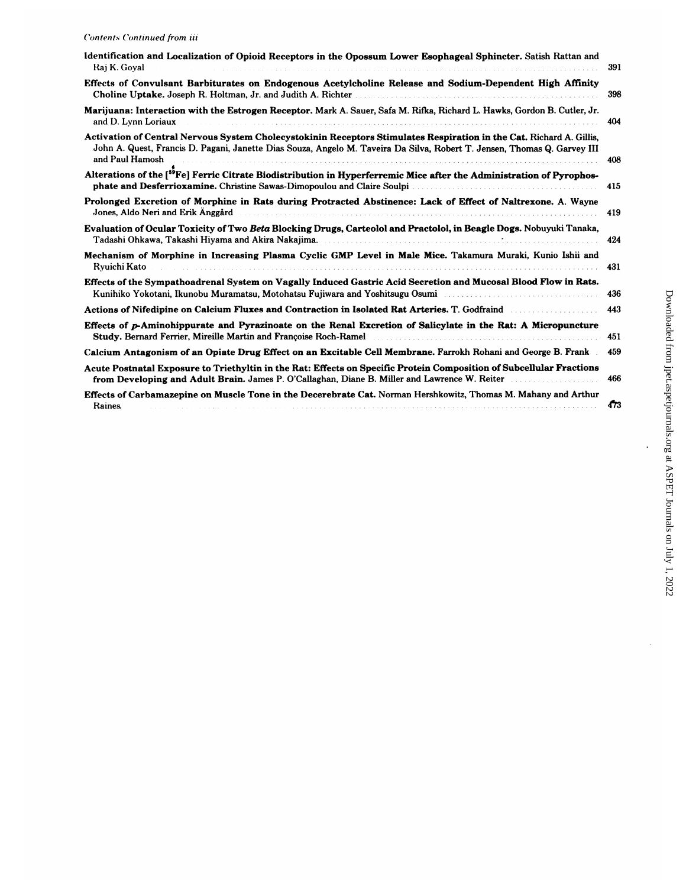*Contents Continued from iii*

**Identification and Localization of Opioid Receptors in the Opossum Lower Esophageal Sphincter.** Satish Rattan and Raj K. Goyal ..... 391

**Effects of Convulsant Barbiturates on Endogenous Acetylcholine Release and Sodium-Dependent High Affinity Choline Uptake.** Joseph R. Holtman, Jr. and Judith A. Richter ..... 398

**Marijuana: Interaction with the Estrogen Receptor.** Mark A. Sauer, Safa M. Rifka, Richard L. Hawks, Gordon B. Cutler, Jr. and D. Lynn Loriaux ..... 404

**Activation of Central Nervous System Cholecystokinin Receptors Stimulates Respiration in the Cat.** Richard A. Gillis, John A. Quest, Francis D. Pagani, Janette Dias Souza, Angelo M. Taveira Da Silva, Robert T. Jensen, Thomas Q. Garvey III and Paul Hamosh ..... 408

**Alterations of the [$^{59}$Fe] Ferric Citrate Biodistribution in Hyperferremic Mice after the Administration of Pyrophosphate and Desferrioxamine.** Christine Sawas-Dimopoulou and Claire Soulpi ..... 415

**Prolonged Excretion of Morphine in Rats during Protracted Abstinence: Lack of Effect of Naltrexone.** A. Wayne Jones, Aldo Neri and Erik Änggård ..... 419

**Evaluation of Ocular Toxicity of Two *Beta* Blocking Drugs, Carteolol and Practolol, in Beagle Dogs.** Nobuyuki Tanaka, Tadashi Ohkawa, Takashi Hiyama and Akira Nakajima. ..... 424

**Mechanism of Morphine in Increasing Plasma Cyclic GMP Level in Male Mice.** Takamura Muraki, Kunio Ishii and Ryuichi Kato ..... 431

**Effects of the Sympathoadrenal System on Vagally Induced Gastric Acid Secretion and Mucosal Blood Flow in Rats.** Kunihiko Yokotani, Ikunobu Muramatsu, Motohatsu Fujiwara and Yoshitsugu Osumi ..... 436

**Actions of Nifedipine on Calcium Fluxes and Contraction in Isolated Rat Arteries.** T. Godfraind ..... 443

**Effects of *p*-Aminohippurate and Pyrazinoate on the Renal Excretion of Salicylate in the Rat: A Micropuncture Study.** Bernard Ferrier, Mireille Martin and Françoise Roch-Ramel ..... 451

**Calcium Antagonism of an Opiate Drug Effect on an Excitable Cell Membrane.** Farrokh Rohani and George B. Frank ..... 459

**Acute Postnatal Exposure to Triethyltin in the Rat: Effects on Specific Protein Composition of Subcellular Fractions from Developing and Adult Brain.** James P. O'Callaghan, Diane B. Miller and Lawrence W. Reiter ..... 466

**Effects of Carbamazepine on Muscle Tone in the Decerebrate Cat.** Norman Hershkowitz, Thomas M. Mahany and Arthur Raines. ..... 473